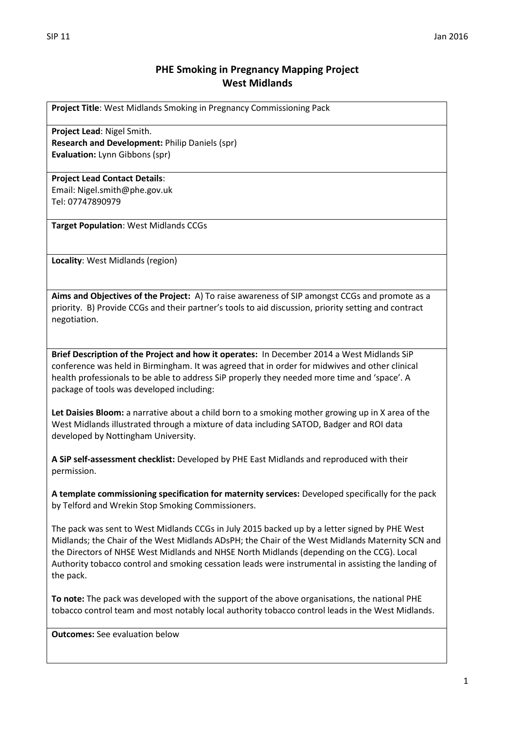# PHE Smoking in Pregnancy Mapping Project
## West Midlands

**Project Title**: West Midlands Smoking in Pregnancy Commissioning Pack

**Project Lead**: Nigel Smith.
**Research and Development:** Philip Daniels (spr)
**Evaluation:** Lynn Gibbons (spr)

**Project Lead Contact Details**:
Email: Nigel.smith@phe.gov.uk
Tel: 07747890979

**Target Population**: West Midlands CCGs

**Locality**: West Midlands (region)

**Aims and Objectives of the Project:** A) To raise awareness of SIP amongst CCGs and promote as a priority. B) Provide CCGs and their partner's tools to aid discussion, priority setting and contract negotiation.

**Brief Description of the Project and how it operates:** In December 2014 a West Midlands SiP conference was held in Birmingham. It was agreed that in order for midwives and other clinical health professionals to be able to address SiP properly they needed more time and 'space'. A package of tools was developed including:

**Let Daisies Bloom:** a narrative about a child born to a smoking mother growing up in X area of the West Midlands illustrated through a mixture of data including SATOD, Badger and ROI data developed by Nottingham University.

**A SiP self-assessment checklist:** Developed by PHE East Midlands and reproduced with their permission.

**A template commissioning specification for maternity services:** Developed specifically for the pack by Telford and Wrekin Stop Smoking Commissioners.

The pack was sent to West Midlands CCGs in July 2015 backed up by a letter signed by PHE West Midlands; the Chair of the West Midlands ADsPH; the Chair of the West Midlands Maternity SCN and the Directors of NHSE West Midlands and NHSE North Midlands (depending on the CCG). Local Authority tobacco control and smoking cessation leads were instrumental in assisting the landing of the pack.

**To note:** The pack was developed with the support of the above organisations, the national PHE tobacco control team and most notably local authority tobacco control leads in the West Midlands.

**Outcomes:** See evaluation below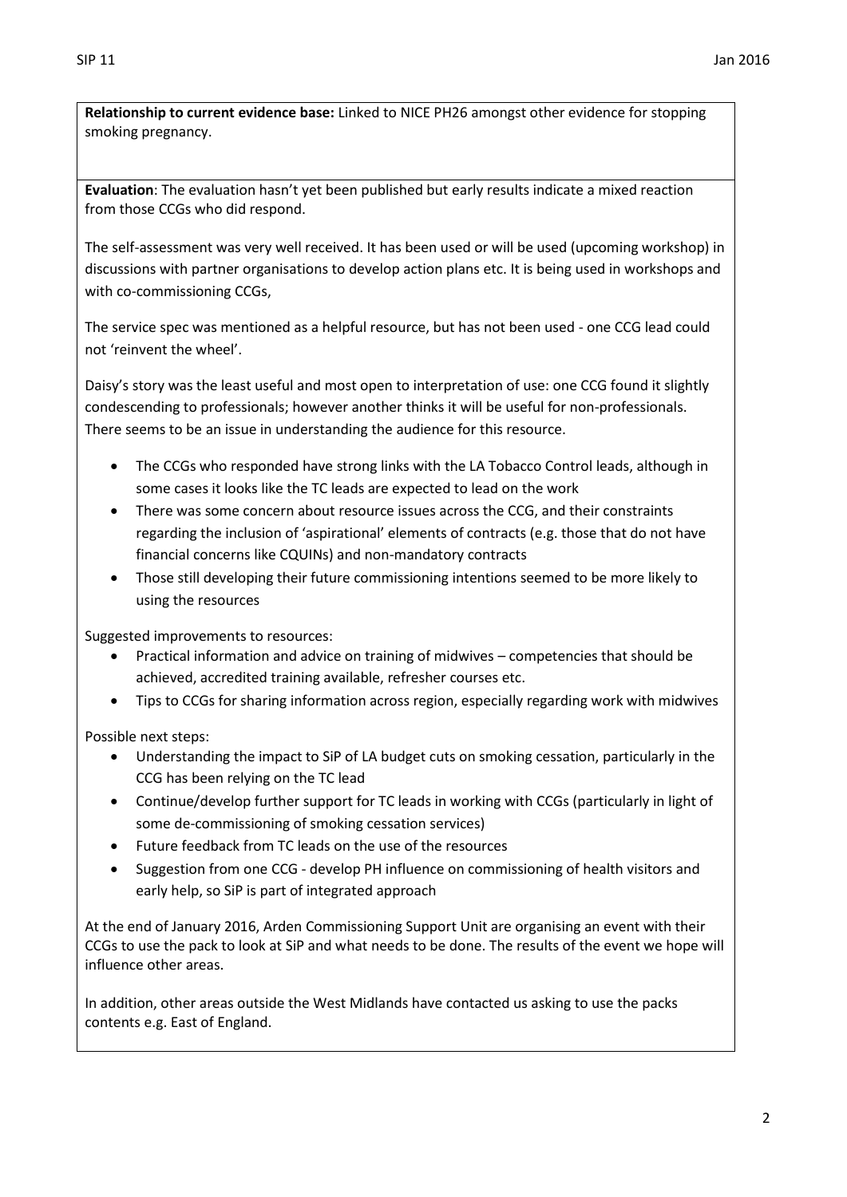**Relationship to current evidence base:** Linked to NICE PH26 amongst other evidence for stopping smoking pregnancy.

**Evaluation**: The evaluation hasn't yet been published but early results indicate a mixed reaction from those CCGs who did respond.

The self-assessment was very well received. It has been used or will be used (upcoming workshop) in discussions with partner organisations to develop action plans etc. It is being used in workshops and with co-commissioning CCGs,

The service spec was mentioned as a helpful resource, but has not been used - one CCG lead could not 'reinvent the wheel'.

Daisy's story was the least useful and most open to interpretation of use: one CCG found it slightly condescending to professionals; however another thinks it will be useful for non-professionals. There seems to be an issue in understanding the audience for this resource.

- The CCGs who responded have strong links with the LA Tobacco Control leads, although in some cases it looks like the TC leads are expected to lead on the work
- There was some concern about resource issues across the CCG, and their constraints regarding the inclusion of 'aspirational' elements of contracts (e.g. those that do not have financial concerns like CQUINs) and non-mandatory contracts
- Those still developing their future commissioning intentions seemed to be more likely to using the resources

Suggested improvements to resources:

- Practical information and advice on training of midwives – competencies that should be achieved, accredited training available, refresher courses etc.
- Tips to CCGs for sharing information across region, especially regarding work with midwives

Possible next steps:

- Understanding the impact to SiP of LA budget cuts on smoking cessation, particularly in the CCG has been relying on the TC lead
- Continue/develop further support for TC leads in working with CCGs (particularly in light of some de-commissioning of smoking cessation services)
- Future feedback from TC leads on the use of the resources
- Suggestion from one CCG - develop PH influence on commissioning of health visitors and early help, so SiP is part of integrated approach

At the end of January 2016, Arden Commissioning Support Unit are organising an event with their CCGs to use the pack to look at SiP and what needs to be done. The results of the event we hope will influence other areas.

In addition, other areas outside the West Midlands have contacted us asking to use the packs contents e.g. East of England.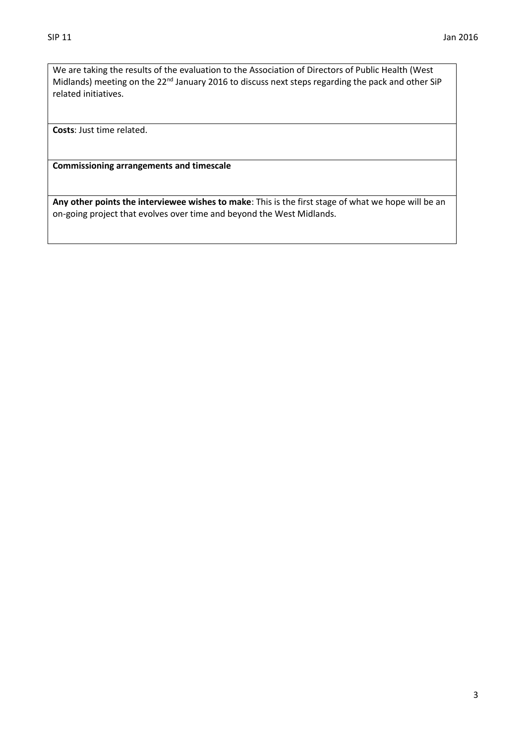We are taking the results of the evaluation to the Association of Directors of Public Health (West Midlands) meeting on the 22nd January 2016 to discuss next steps regarding the pack and other SiP related initiatives.

**Costs**: Just time related.

**Commissioning arrangements and timescale**

**Any other points the interviewee wishes to make**: This is the first stage of what we hope will be an on-going project that evolves over time and beyond the West Midlands.